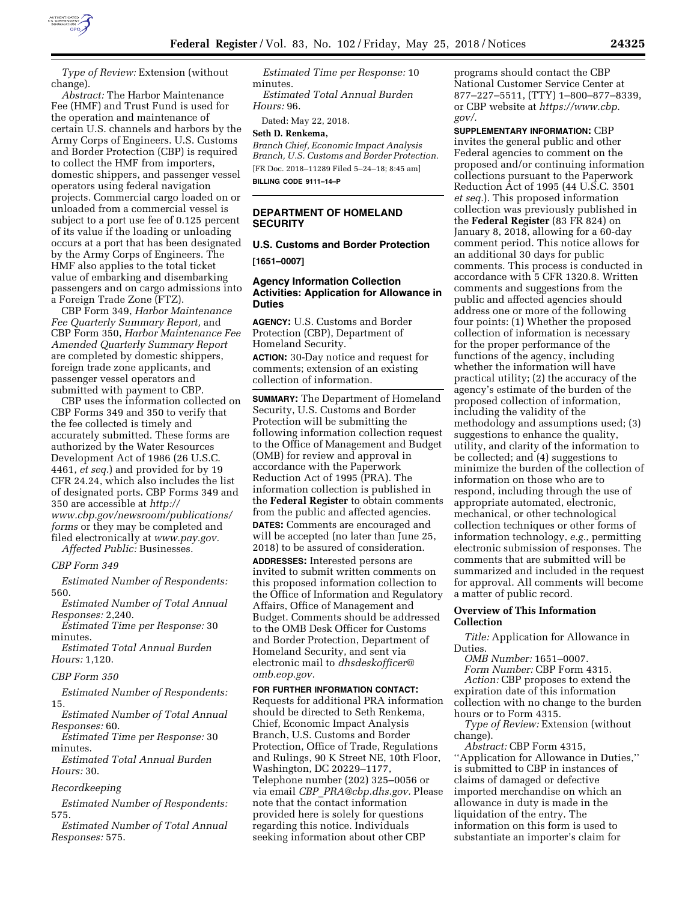*Type of Review:* Extension (without change).

*Abstract:* The Harbor Maintenance Fee (HMF) and Trust Fund is used for the operation and maintenance of certain U.S. channels and harbors by the Army Corps of Engineers. U.S. Customs and Border Protection (CBP) is required to collect the HMF from importers, domestic shippers, and passenger vessel operators using federal navigation projects. Commercial cargo loaded on or unloaded from a commercial vessel is subject to a port use fee of 0.125 percent of its value if the loading or unloading occurs at a port that has been designated by the Army Corps of Engineers. The HMF also applies to the total ticket value of embarking and disembarking passengers and on cargo admissions into a Foreign Trade Zone (FTZ).

CBP Form 349, *Harbor Maintenance Fee Quarterly Summary Report,* and CBP Form 350, *Harbor Maintenance Fee Amended Quarterly Summary Report* are completed by domestic shippers, foreign trade zone applicants, and passenger vessel operators and submitted with payment to CBP.

CBP uses the information collected on CBP Forms 349 and 350 to verify that the fee collected is timely and accurately submitted. These forms are authorized by the Water Resources Development Act of 1986 (26 U.S.C. 4461, *et seq.*) and provided for by 19 CFR 24.24, which also includes the list of designated ports. CBP Forms 349 and 350 are accessible at *http://www.cbp.gov/newsroom/publications/forms* or they may be completed and filed electronically at *www.pay.gov.*

*Affected Public:* Businesses.

*CBP Form 349*

*Estimated Number of Respondents:* 560.

*Estimated Number of Total Annual Responses:* 2,240.

*Estimated Time per Response:* 30 minutes.

*Estimated Total Annual Burden Hours:* 1,120.

*CBP Form 350*

*Estimated Number of Respondents:* 15.

*Estimated Number of Total Annual Responses:* 60.

*Estimated Time per Response:* 30 minutes.

*Estimated Total Annual Burden Hours:* 30.

*Recordkeeping*

*Estimated Number of Respondents:* 575.

*Estimated Number of Total Annual Responses:* 575.

*Estimated Time per Response:* 10 minutes.

*Estimated Total Annual Burden Hours:* 96.

Dated: May 22, 2018.

**Seth D. Renkema,**

*Branch Chief, Economic Impact Analysis Branch, U.S. Customs and Border Protection.*

[FR Doc. 2018–11289 Filed 5–24–18; 8:45 am]

**BILLING CODE 9111–14–P**

---

## DEPARTMENT OF HOMELAND SECURITY

### U.S. Customs and Border Protection

**[1651–0007]**

### Agency Information Collection Activities: Application for Allowance in Duties

**AGENCY:** U.S. Customs and Border Protection (CBP), Department of Homeland Security.

**ACTION:** 30-Day notice and request for comments; extension of an existing collection of information.

**SUMMARY:** The Department of Homeland Security, U.S. Customs and Border Protection will be submitting the following information collection request to the Office of Management and Budget (OMB) for review and approval in accordance with the Paperwork Reduction Act of 1995 (PRA). The information collection is published in the **Federal Register** to obtain comments from the public and affected agencies.

**DATES:** Comments are encouraged and will be accepted (no later than June 25, 2018) to be assured of consideration.

**ADDRESSES:** Interested persons are invited to submit written comments on this proposed information collection to the Office of Information and Regulatory Affairs, Office of Management and Budget. Comments should be addressed to the OMB Desk Officer for Customs and Border Protection, Department of Homeland Security, and sent via electronic mail to *dhsdeskofficer@omb.eop.gov.*

**FOR FURTHER INFORMATION CONTACT:** Requests for additional PRA information should be directed to Seth Renkema, Chief, Economic Impact Analysis Branch, U.S. Customs and Border Protection, Office of Trade, Regulations and Rulings, 90 K Street NE, 10th Floor, Washington, DC 20229–1177, Telephone number (202) 325–0056 or via email *CBP_PRA@cbp.dhs.gov.* Please note that the contact information provided here is solely for questions regarding this notice. Individuals seeking information about other CBP programs should contact the CBP National Customer Service Center at 877–227–5511, (TTY) 1–800–877–8339, or CBP website at *https://www.cbp.gov/.*

**SUPPLEMENTARY INFORMATION:** CBP invites the general public and other Federal agencies to comment on the proposed and/or continuing information collections pursuant to the Paperwork Reduction Act of 1995 (44 U.S.C. 3501 *et seq.*). This proposed information collection was previously published in the **Federal Register** (83 FR 824) on January 8, 2018, allowing for a 60-day comment period. This notice allows for an additional 30 days for public comments. This process is conducted in accordance with 5 CFR 1320.8. Written comments and suggestions from the public and affected agencies should address one or more of the following four points: (1) Whether the proposed collection of information is necessary for the proper performance of the functions of the agency, including whether the information will have practical utility; (2) the accuracy of the agency's estimate of the burden of the proposed collection of information, including the validity of the methodology and assumptions used; (3) suggestions to enhance the quality, utility, and clarity of the information to be collected; and (4) suggestions to minimize the burden of the collection of information on those who are to respond, including through the use of appropriate automated, electronic, mechanical, or other technological collection techniques or other forms of information technology, *e.g.,* permitting electronic submission of responses. The comments that are submitted will be summarized and included in the request for approval. All comments will become a matter of public record.

### Overview of This Information Collection

*Title:* Application for Allowance in Duties.

*OMB Number:* 1651–0007.

*Form Number:* CBP Form 4315.

*Action:* CBP proposes to extend the expiration date of this information collection with no change to the burden hours or to Form 4315.

*Type of Review:* Extension (without change).

*Abstract:* CBP Form 4315, ''Application for Allowance in Duties,'' is submitted to CBP in instances of claims of damaged or defective imported merchandise on which an allowance in duty is made in the liquidation of the entry. The information on this form is used to substantiate an importer's claim for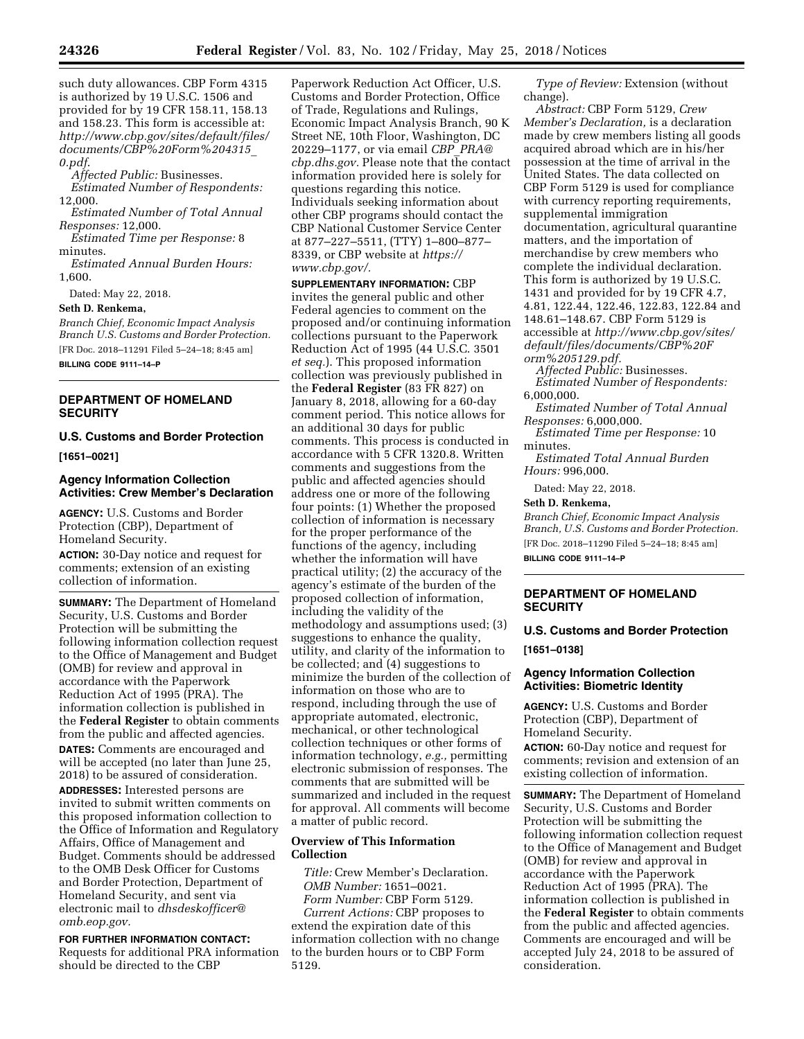such duty allowances. CBP Form 4315 is authorized by 19 U.S.C. 1506 and provided for by 19 CFR 158.11, 158.13 and 158.23. This form is accessible at: *http://www.cbp.gov/sites/default/files/documents/CBP%20Form%204315_0.pdf*.

*Affected Public:* Businesses.

*Estimated Number of Respondents:* 12,000.

*Estimated Number of Total Annual Responses:* 12,000.

*Estimated Time per Response:* 8 minutes.

*Estimated Annual Burden Hours:* 1,600.

Dated: May 22, 2018.

**Seth D. Renkema,**

*Branch Chief, Economic Impact Analysis Branch U.S. Customs and Border Protection.*

[FR Doc. 2018–11291 Filed 5–24–18; 8:45 am]

**BILLING CODE 9111–14–P**

## DEPARTMENT OF HOMELAND SECURITY

### U.S. Customs and Border Protection

**[1651–0021]**

### Agency Information Collection Activities: Crew Member's Declaration

**AGENCY:** U.S. Customs and Border Protection (CBP), Department of Homeland Security.

**ACTION:** 30-Day notice and request for comments; extension of an existing collection of information.

**SUMMARY:** The Department of Homeland Security, U.S. Customs and Border Protection will be submitting the following information collection request to the Office of Management and Budget (OMB) for review and approval in accordance with the Paperwork Reduction Act of 1995 (PRA). The information collection is published in the **Federal Register** to obtain comments from the public and affected agencies.

**DATES:** Comments are encouraged and will be accepted (no later than June 25, 2018) to be assured of consideration.

**ADDRESSES:** Interested persons are invited to submit written comments on this proposed information collection to the Office of Information and Regulatory Affairs, Office of Management and Budget. Comments should be addressed to the OMB Desk Officer for Customs and Border Protection, Department of Homeland Security, and sent via electronic mail to *dhsdeskofficer@omb.eop.gov.*

**FOR FURTHER INFORMATION CONTACT:** Requests for additional PRA information should be directed to the CBP Paperwork Reduction Act Officer, U.S. Customs and Border Protection, Office of Trade, Regulations and Rulings, Economic Impact Analysis Branch, 90 K Street NE, 10th Floor, Washington, DC 20229–1177, or via email *CBP_PRA@cbp.dhs.gov.* Please note that the contact information provided here is solely for questions regarding this notice. Individuals seeking information about other CBP programs should contact the CBP National Customer Service Center at 877–227–5511, (TTY) 1–800–877–8339, or CBP website at *https://www.cbp.gov/.*

**SUPPLEMENTARY INFORMATION:** CBP invites the general public and other Federal agencies to comment on the proposed and/or continuing information collections pursuant to the Paperwork Reduction Act of 1995 (44 U.S.C. 3501 *et seq.*). This proposed information collection was previously published in the **Federal Register** (83 FR 827) on January 8, 2018, allowing for a 60-day comment period. This notice allows for an additional 30 days for public comments. This process is conducted in accordance with 5 CFR 1320.8. Written comments and suggestions from the public and affected agencies should address one or more of the following four points: (1) Whether the proposed collection of information is necessary for the proper performance of the functions of the agency, including whether the information will have practical utility; (2) the accuracy of the agency's estimate of the burden of the proposed collection of information, including the validity of the methodology and assumptions used; (3) suggestions to enhance the quality, utility, and clarity of the information to be collected; and (4) suggestions to minimize the burden of the collection of information on those who are to respond, including through the use of appropriate automated, electronic, mechanical, or other technological collection techniques or other forms of information technology, *e.g.,* permitting electronic submission of responses. The comments that are submitted will be summarized and included in the request for approval. All comments will become a matter of public record.

### Overview of This Information Collection

*Title:* Crew Member's Declaration.

*OMB Number:* 1651–0021.

*Form Number:* CBP Form 5129.

*Current Actions:* CBP proposes to extend the expiration date of this information collection with no change to the burden hours or to CBP Form 5129.

*Type of Review:* Extension (without change).

*Abstract:* CBP Form 5129, *Crew Member's Declaration,* is a declaration made by crew members listing all goods acquired abroad which are in his/her possession at the time of arrival in the United States. The data collected on CBP Form 5129 is used for compliance with currency reporting requirements, supplemental immigration documentation, agricultural quarantine matters, and the importation of merchandise by crew members who complete the individual declaration. This form is authorized by 19 U.S.C. 1431 and provided for by 19 CFR 4.7, 4.81, 122.44, 122.46, 122.83, 122.84 and 148.61–148.67. CBP Form 5129 is accessible at *http://www.cbp.gov/sites/default/files/documents/CBP%20Form%205129.pdf.*

*Affected Public:* Businesses.

*Estimated Number of Respondents:* 6,000,000.

*Estimated Number of Total Annual Responses:* 6,000,000.

*Estimated Time per Response:* 10 minutes.

*Estimated Total Annual Burden Hours:* 996,000.

Dated: May 22, 2018.

**Seth D. Renkema,**

*Branch Chief, Economic Impact Analysis Branch, U.S. Customs and Border Protection.*

[FR Doc. 2018–11290 Filed 5–24–18; 8:45 am]

**BILLING CODE 9111–14–P**

## DEPARTMENT OF HOMELAND SECURITY

### U.S. Customs and Border Protection

**[1651–0138]**

### Agency Information Collection Activities: Biometric Identity

**AGENCY:** U.S. Customs and Border Protection (CBP), Department of Homeland Security.

**ACTION:** 60-Day notice and request for comments; revision and extension of an existing collection of information.

**SUMMARY:** The Department of Homeland Security, U.S. Customs and Border Protection will be submitting the following information collection request to the Office of Management and Budget (OMB) for review and approval in accordance with the Paperwork Reduction Act of 1995 (PRA). The information collection is published in the **Federal Register** to obtain comments from the public and affected agencies. Comments are encouraged and will be accepted July 24, 2018 to be assured of consideration.